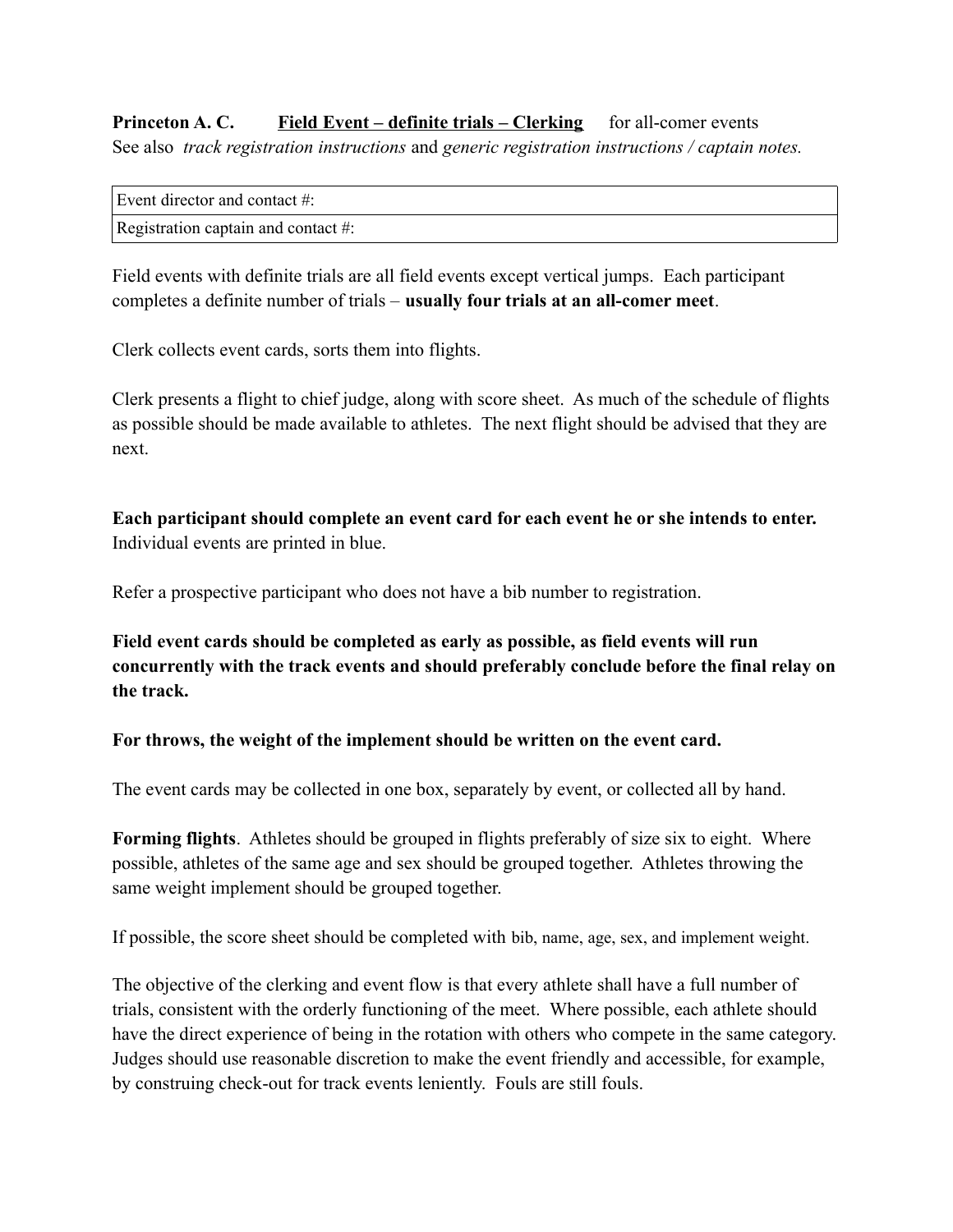**Princeton A. C.** **<u>Field Event – definite trials – Clerking</u>** for all-comer events
See also *track registration instructions* and *generic registration instructions / captain notes.*

| Event director and contact #: |
|---|
| Registration captain and contact #: |

Field events with definite trials are all field events except vertical jumps. Each participant completes a definite number of trials – **usually four trials at an all-comer meet**.

Clerk collects event cards, sorts them into flights.

Clerk presents a flight to chief judge, along with score sheet. As much of the schedule of flights as possible should be made available to athletes. The next flight should be advised that they are next.

**Each participant should complete an event card for each event he or she intends to enter.** Individual events are printed in blue.

Refer a prospective participant who does not have a bib number to registration.

**Field event cards should be completed as early as possible, as field events will run concurrently with the track events and should preferably conclude before the final relay on the track.**

**For throws, the weight of the implement should be written on the event card.**

The event cards may be collected in one box, separately by event, or collected all by hand.

**Forming flights**. Athletes should be grouped in flights preferably of size six to eight. Where possible, athletes of the same age and sex should be grouped together. Athletes throwing the same weight implement should be grouped together.

If possible, the score sheet should be completed with bib, name, age, sex, and implement weight.

The objective of the clerking and event flow is that every athlete shall have a full number of trials, consistent with the orderly functioning of the meet. Where possible, each athlete should have the direct experience of being in the rotation with others who compete in the same category. Judges should use reasonable discretion to make the event friendly and accessible, for example, by construing check-out for track events leniently. Fouls are still fouls.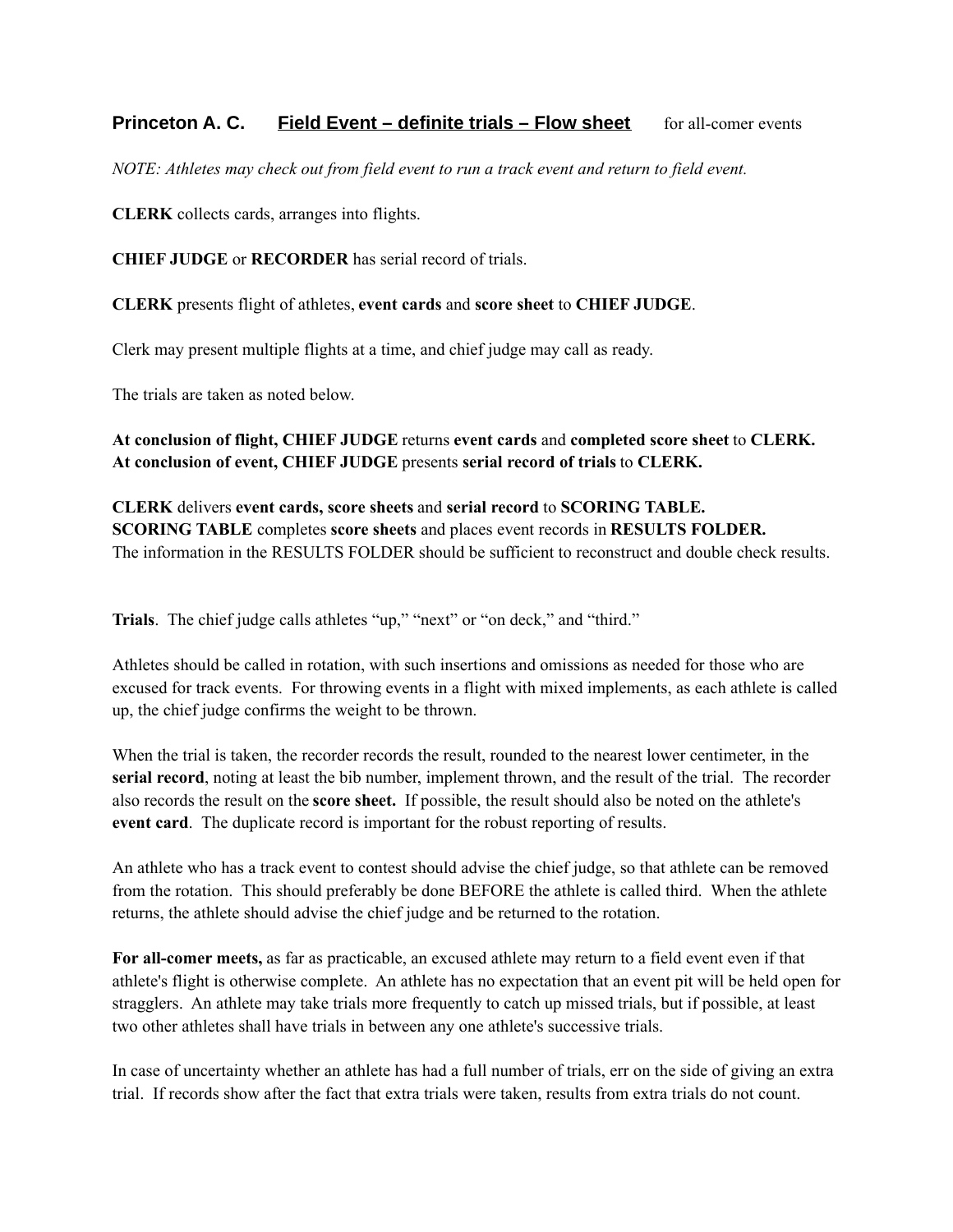**Princeton A. C.** **Field Event – definite trials – Flow sheet** for all-comer events

*NOTE: Athletes may check out from field event to run a track event and return to field event.*

**CLERK** collects cards, arranges into flights.

**CHIEF JUDGE** or **RECORDER** has serial record of trials.

**CLERK** presents flight of athletes, **event cards** and **score sheet** to **CHIEF JUDGE**.

Clerk may present multiple flights at a time, and chief judge may call as ready.

The trials are taken as noted below.

**At conclusion of flight, CHIEF JUDGE** returns **event cards** and **completed score sheet** to **CLERK.**
**At conclusion of event, CHIEF JUDGE** presents **serial record of trials** to **CLERK.**

**CLERK** delivers **event cards, score sheets** and **serial record** to **SCORING TABLE.**
**SCORING TABLE** completes **score sheets** and places event records in **RESULTS FOLDER.**
The information in the RESULTS FOLDER should be sufficient to reconstruct and double check results.

**Trials**. The chief judge calls athletes "up," "next" or "on deck," and "third."

Athletes should be called in rotation, with such insertions and omissions as needed for those who are excused for track events. For throwing events in a flight with mixed implements, as each athlete is called up, the chief judge confirms the weight to be thrown.

When the trial is taken, the recorder records the result, rounded to the nearest lower centimeter, in the **serial record**, noting at least the bib number, implement thrown, and the result of the trial. The recorder also records the result on the **score sheet.** If possible, the result should also be noted on the athlete's **event card**. The duplicate record is important for the robust reporting of results.

An athlete who has a track event to contest should advise the chief judge, so that athlete can be removed from the rotation. This should preferably be done BEFORE the athlete is called third. When the athlete returns, the athlete should advise the chief judge and be returned to the rotation.

**For all-comer meets,** as far as practicable, an excused athlete may return to a field event even if that athlete's flight is otherwise complete. An athlete has no expectation that an event pit will be held open for stragglers. An athlete may take trials more frequently to catch up missed trials, but if possible, at least two other athletes shall have trials in between any one athlete's successive trials.

In case of uncertainty whether an athlete has had a full number of trials, err on the side of giving an extra trial. If records show after the fact that extra trials were taken, results from extra trials do not count.